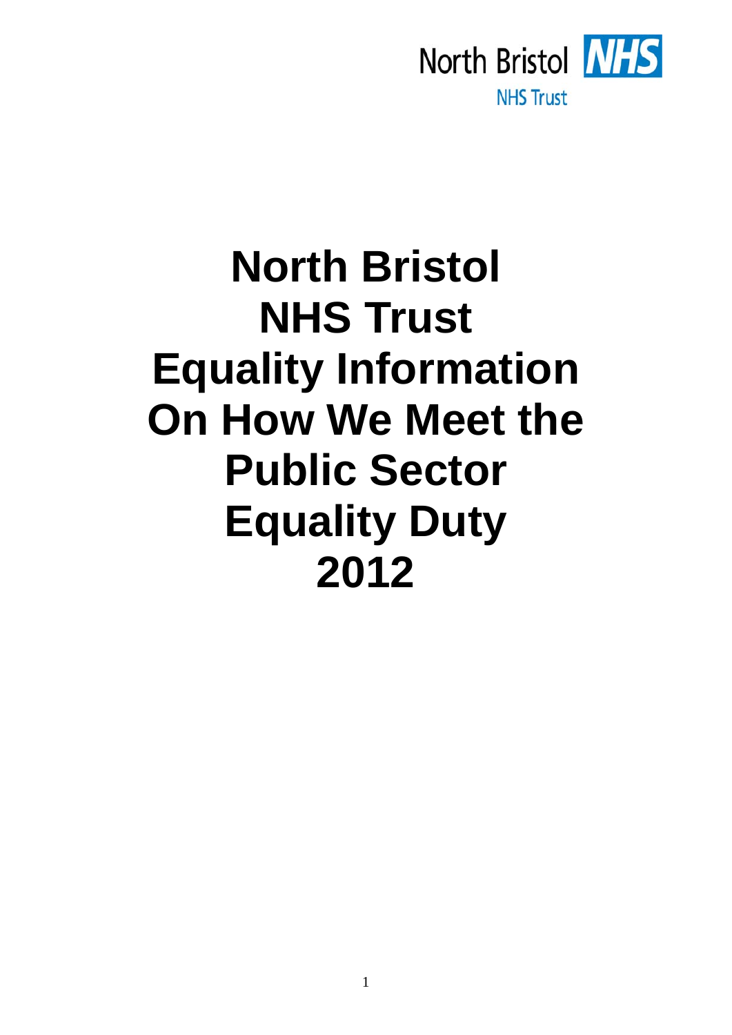North Bristol NHS
NHS Trust

# North Bristol NHS Trust Equality Information On How We Meet the Public Sector Equality Duty 2012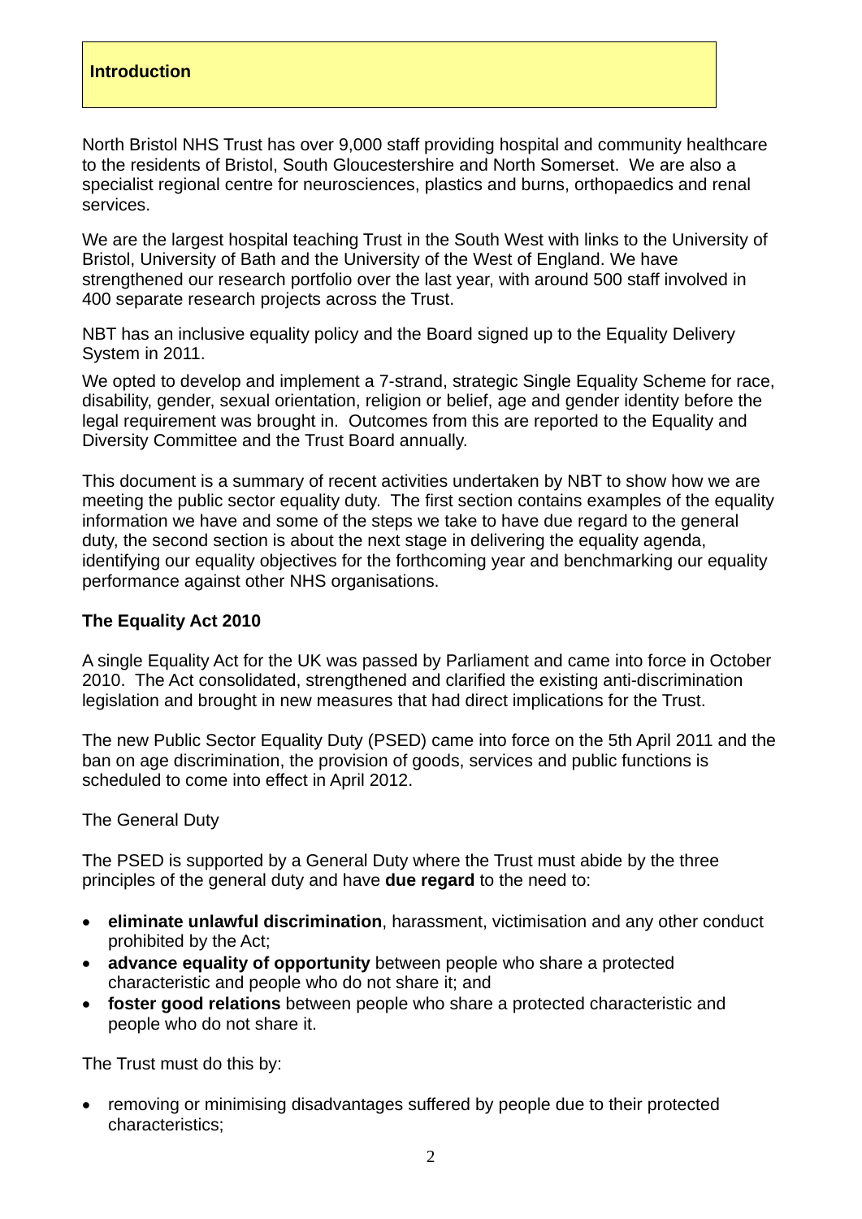## Introduction

North Bristol NHS Trust has over 9,000 staff providing hospital and community healthcare to the residents of Bristol, South Gloucestershire and North Somerset. We are also a specialist regional centre for neurosciences, plastics and burns, orthopaedics and renal services.

We are the largest hospital teaching Trust in the South West with links to the University of Bristol, University of Bath and the University of the West of England. We have strengthened our research portfolio over the last year, with around 500 staff involved in 400 separate research projects across the Trust.

NBT has an inclusive equality policy and the Board signed up to the Equality Delivery System in 2011.

We opted to develop and implement a 7-strand, strategic Single Equality Scheme for race, disability, gender, sexual orientation, religion or belief, age and gender identity before the legal requirement was brought in. Outcomes from this are reported to the Equality and Diversity Committee and the Trust Board annually.

This document is a summary of recent activities undertaken by NBT to show how we are meeting the public sector equality duty. The first section contains examples of the equality information we have and some of the steps we take to have due regard to the general duty, the second section is about the next stage in delivering the equality agenda, identifying our equality objectives for the forthcoming year and benchmarking our equality performance against other NHS organisations.

### The Equality Act 2010

A single Equality Act for the UK was passed by Parliament and came into force in October 2010. The Act consolidated, strengthened and clarified the existing anti-discrimination legislation and brought in new measures that had direct implications for the Trust.

The new Public Sector Equality Duty (PSED) came into force on the 5th April 2011 and the ban on age discrimination, the provision of goods, services and public functions is scheduled to come into effect in April 2012.

The General Duty

The PSED is supported by a General Duty where the Trust must abide by the three principles of the general duty and have **due regard** to the need to:

- **eliminate unlawful discrimination**, harassment, victimisation and any other conduct prohibited by the Act;
- **advance equality of opportunity** between people who share a protected characteristic and people who do not share it; and
- **foster good relations** between people who share a protected characteristic and people who do not share it.

The Trust must do this by:

- removing or minimising disadvantages suffered by people due to their protected characteristics;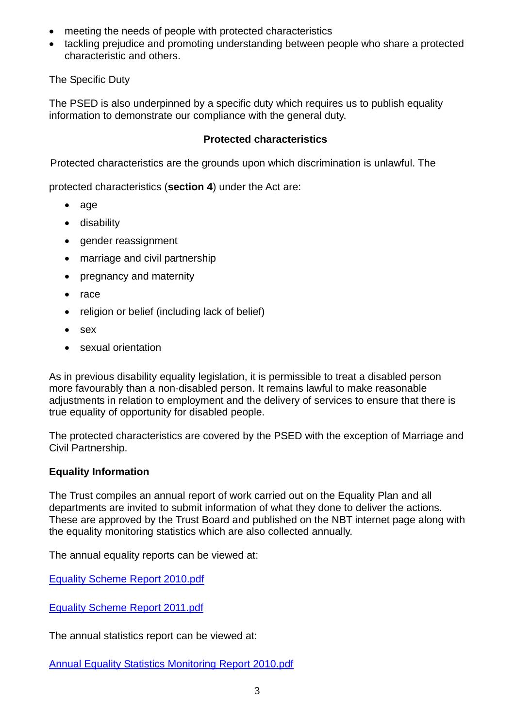- meeting the needs of people with protected characteristics
- tackling prejudice and promoting understanding between people who share a protected characteristic and others.

The Specific Duty

The PSED is also underpinned by a specific duty which requires us to publish equality information to demonstrate our compliance with the general duty.

**Protected characteristics**

Protected characteristics are the grounds upon which discrimination is unlawful. The protected characteristics (**section 4**) under the Act are:

- age
- disability
- gender reassignment
- marriage and civil partnership
- pregnancy and maternity
- race
- religion or belief (including lack of belief)
- sex
- sexual orientation

As in previous disability equality legislation, it is permissible to treat a disabled person more favourably than a non-disabled person. It remains lawful to make reasonable adjustments in relation to employment and the delivery of services to ensure that there is true equality of opportunity for disabled people.

The protected characteristics are covered by the PSED with the exception of Marriage and Civil Partnership.

**Equality Information**

The Trust compiles an annual report of work carried out on the Equality Plan and all departments are invited to submit information of what they done to deliver the actions. These are approved by the Trust Board and published on the NBT internet page along with the equality monitoring statistics which are also collected annually.

The annual equality reports can be viewed at:

Equality Scheme Report 2010.pdf

Equality Scheme Report 2011.pdf

The annual statistics report can be viewed at:

Annual Equality Statistics Monitoring Report 2010.pdf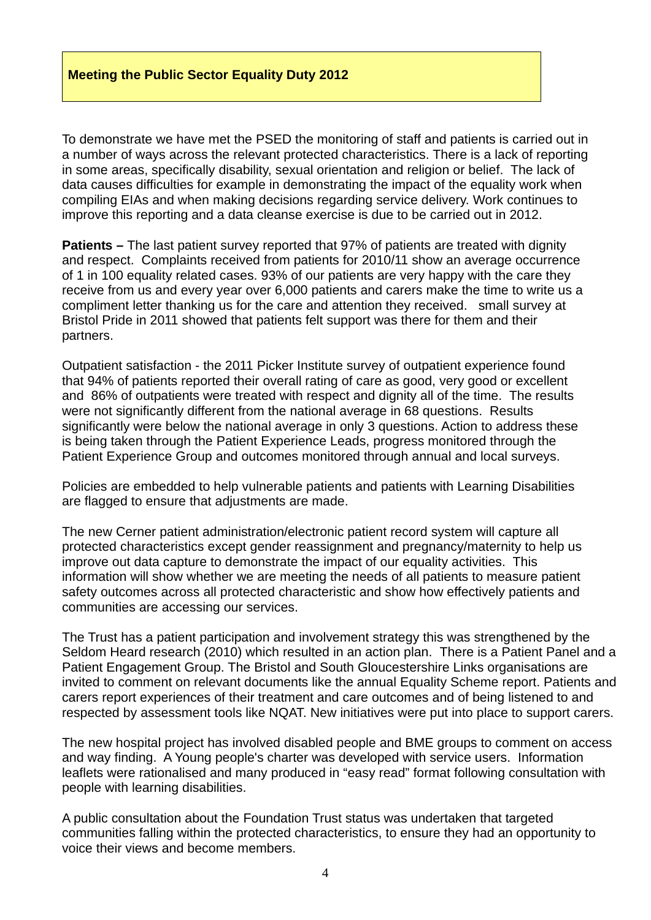**Meeting the Public Sector Equality Duty 2012**

To demonstrate we have met the PSED the monitoring of staff and patients is carried out in a number of ways across the relevant protected characteristics. There is a lack of reporting in some areas, specifically disability, sexual orientation and religion or belief. The lack of data causes difficulties for example in demonstrating the impact of the equality work when compiling EIAs and when making decisions regarding service delivery. Work continues to improve this reporting and a data cleanse exercise is due to be carried out in 2012.

**Patients –** The last patient survey reported that 97% of patients are treated with dignity and respect. Complaints received from patients for 2010/11 show an average occurrence of 1 in 100 equality related cases. 93% of our patients are very happy with the care they receive from us and every year over 6,000 patients and carers make the time to write us a compliment letter thanking us for the care and attention they received. small survey at Bristol Pride in 2011 showed that patients felt support was there for them and their partners.

Outpatient satisfaction - the 2011 Picker Institute survey of outpatient experience found that 94% of patients reported their overall rating of care as good, very good or excellent and 86% of outpatients were treated with respect and dignity all of the time. The results were not significantly different from the national average in 68 questions. Results significantly were below the national average in only 3 questions. Action to address these is being taken through the Patient Experience Leads, progress monitored through the Patient Experience Group and outcomes monitored through annual and local surveys.

Policies are embedded to help vulnerable patients and patients with Learning Disabilities are flagged to ensure that adjustments are made.

The new Cerner patient administration/electronic patient record system will capture all protected characteristics except gender reassignment and pregnancy/maternity to help us improve out data capture to demonstrate the impact of our equality activities. This information will show whether we are meeting the needs of all patients to measure patient safety outcomes across all protected characteristic and show how effectively patients and communities are accessing our services.

The Trust has a patient participation and involvement strategy this was strengthened by the Seldom Heard research (2010) which resulted in an action plan. There is a Patient Panel and a Patient Engagement Group. The Bristol and South Gloucestershire Links organisations are invited to comment on relevant documents like the annual Equality Scheme report. Patients and carers report experiences of their treatment and care outcomes and of being listened to and respected by assessment tools like NQAT. New initiatives were put into place to support carers.

The new hospital project has involved disabled people and BME groups to comment on access and way finding. A Young people's charter was developed with service users. Information leaflets were rationalised and many produced in "easy read" format following consultation with people with learning disabilities.

A public consultation about the Foundation Trust status was undertaken that targeted communities falling within the protected characteristics, to ensure they had an opportunity to voice their views and become members.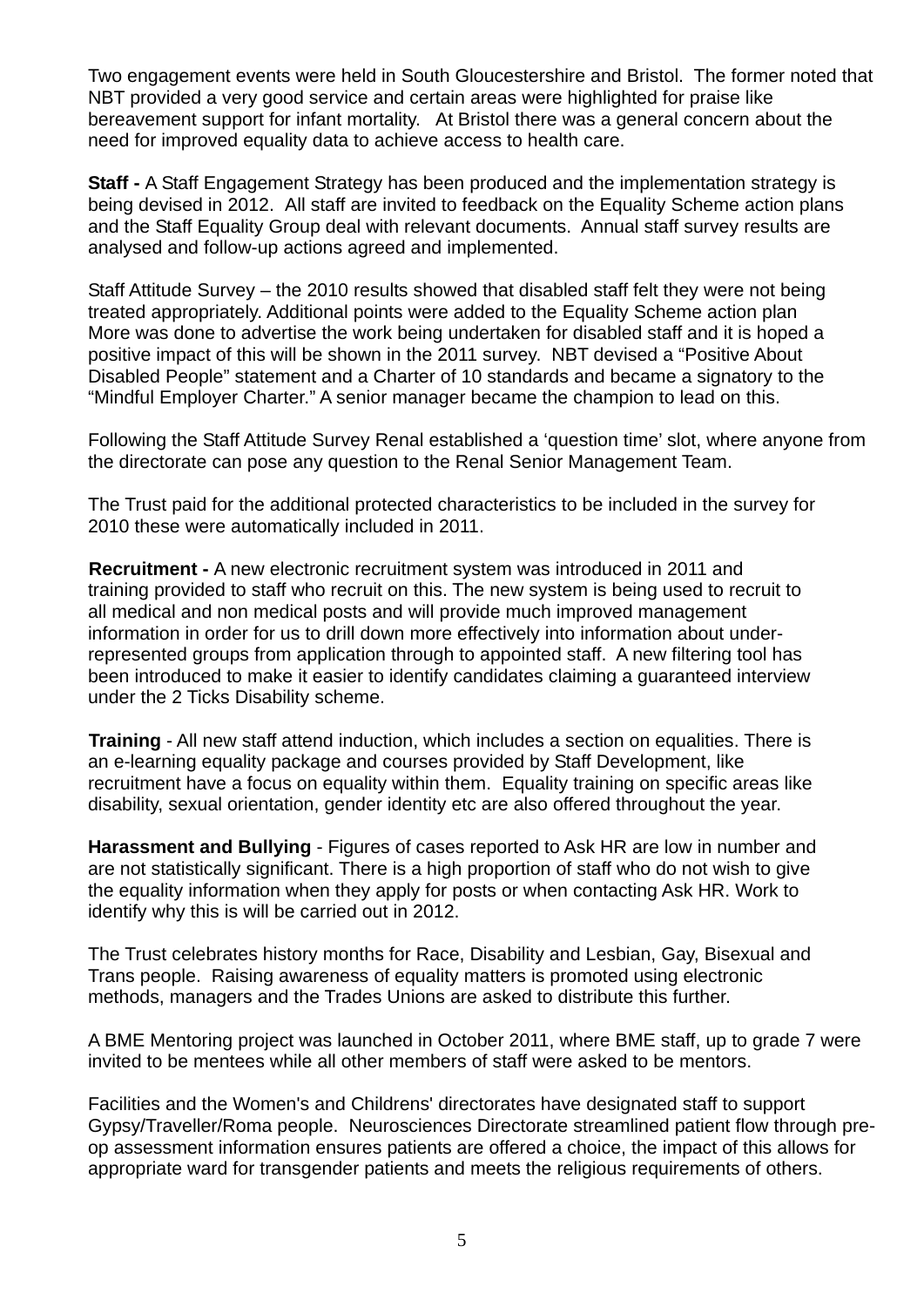Two engagement events were held in South Gloucestershire and Bristol. The former noted that NBT provided a very good service and certain areas were highlighted for praise like bereavement support for infant mortality. At Bristol there was a general concern about the need for improved equality data to achieve access to health care.

**Staff -** A Staff Engagement Strategy has been produced and the implementation strategy is being devised in 2012. All staff are invited to feedback on the Equality Scheme action plans and the Staff Equality Group deal with relevant documents. Annual staff survey results are analysed and follow-up actions agreed and implemented.

Staff Attitude Survey – the 2010 results showed that disabled staff felt they were not being treated appropriately. Additional points were added to the Equality Scheme action plan More was done to advertise the work being undertaken for disabled staff and it is hoped a positive impact of this will be shown in the 2011 survey. NBT devised a "Positive About Disabled People" statement and a Charter of 10 standards and became a signatory to the "Mindful Employer Charter." A senior manager became the champion to lead on this.

Following the Staff Attitude Survey Renal established a 'question time' slot, where anyone from the directorate can pose any question to the Renal Senior Management Team.

The Trust paid for the additional protected characteristics to be included in the survey for 2010 these were automatically included in 2011.

**Recruitment -** A new electronic recruitment system was introduced in 2011 and training provided to staff who recruit on this. The new system is being used to recruit to all medical and non medical posts and will provide much improved management information in order for us to drill down more effectively into information about under-represented groups from application through to appointed staff. A new filtering tool has been introduced to make it easier to identify candidates claiming a guaranteed interview under the 2 Ticks Disability scheme.

**Training** - All new staff attend induction, which includes a section on equalities. There is an e-learning equality package and courses provided by Staff Development, like recruitment have a focus on equality within them. Equality training on specific areas like disability, sexual orientation, gender identity etc are also offered throughout the year.

**Harassment and Bullying** - Figures of cases reported to Ask HR are low in number and are not statistically significant. There is a high proportion of staff who do not wish to give the equality information when they apply for posts or when contacting Ask HR. Work to identify why this is will be carried out in 2012.

The Trust celebrates history months for Race, Disability and Lesbian, Gay, Bisexual and Trans people. Raising awareness of equality matters is promoted using electronic methods, managers and the Trades Unions are asked to distribute this further.

A BME Mentoring project was launched in October 2011, where BME staff, up to grade 7 were invited to be mentees while all other members of staff were asked to be mentors.

Facilities and the Women's and Childrens' directorates have designated staff to support Gypsy/Traveller/Roma people. Neurosciences Directorate streamlined patient flow through pre-op assessment information ensures patients are offered a choice, the impact of this allows for appropriate ward for transgender patients and meets the religious requirements of others.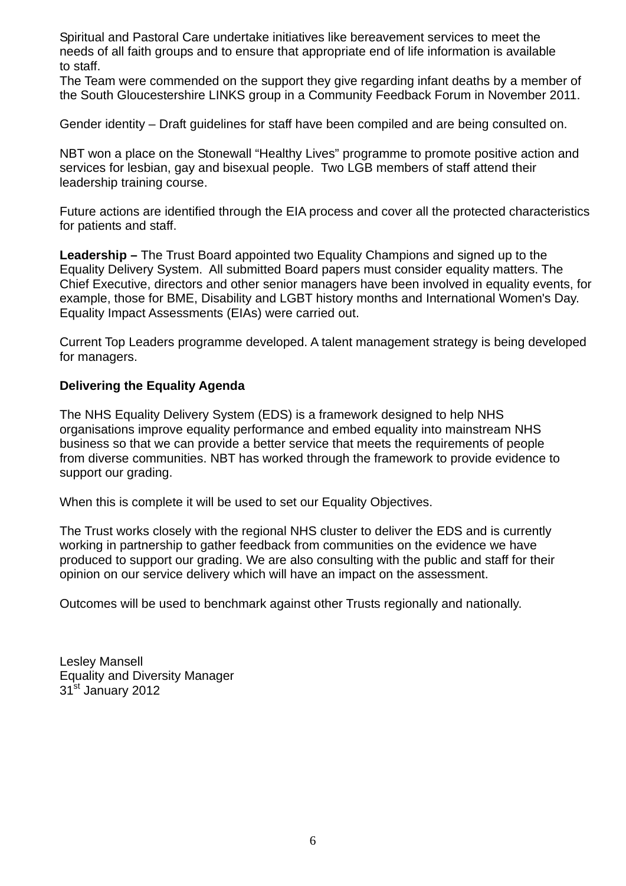Spiritual and Pastoral Care undertake initiatives like bereavement services to meet the needs of all faith groups and to ensure that appropriate end of life information is available to staff.
The Team were commended on the support they give regarding infant deaths by a member of the South Gloucestershire LINKS group in a Community Feedback Forum in November 2011.

Gender identity – Draft guidelines for staff have been compiled and are being consulted on.

NBT won a place on the Stonewall "Healthy Lives" programme to promote positive action and services for lesbian, gay and bisexual people. Two LGB members of staff attend their leadership training course.

Future actions are identified through the EIA process and cover all the protected characteristics for patients and staff.

**Leadership –** The Trust Board appointed two Equality Champions and signed up to the Equality Delivery System. All submitted Board papers must consider equality matters. The Chief Executive, directors and other senior managers have been involved in equality events, for example, those for BME, Disability and LGBT history months and International Women's Day. Equality Impact Assessments (EIAs) were carried out.

Current Top Leaders programme developed. A talent management strategy is being developed for managers.

**Delivering the Equality Agenda**

The NHS Equality Delivery System (EDS) is a framework designed to help NHS organisations improve equality performance and embed equality into mainstream NHS business so that we can provide a better service that meets the requirements of people from diverse communities. NBT has worked through the framework to provide evidence to support our grading.

When this is complete it will be used to set our Equality Objectives.

The Trust works closely with the regional NHS cluster to deliver the EDS and is currently working in partnership to gather feedback from communities on the evidence we have produced to support our grading. We are also consulting with the public and staff for their opinion on our service delivery which will have an impact on the assessment.

Outcomes will be used to benchmark against other Trusts regionally and nationally.

Lesley Mansell
Equality and Diversity Manager
31st January 2012